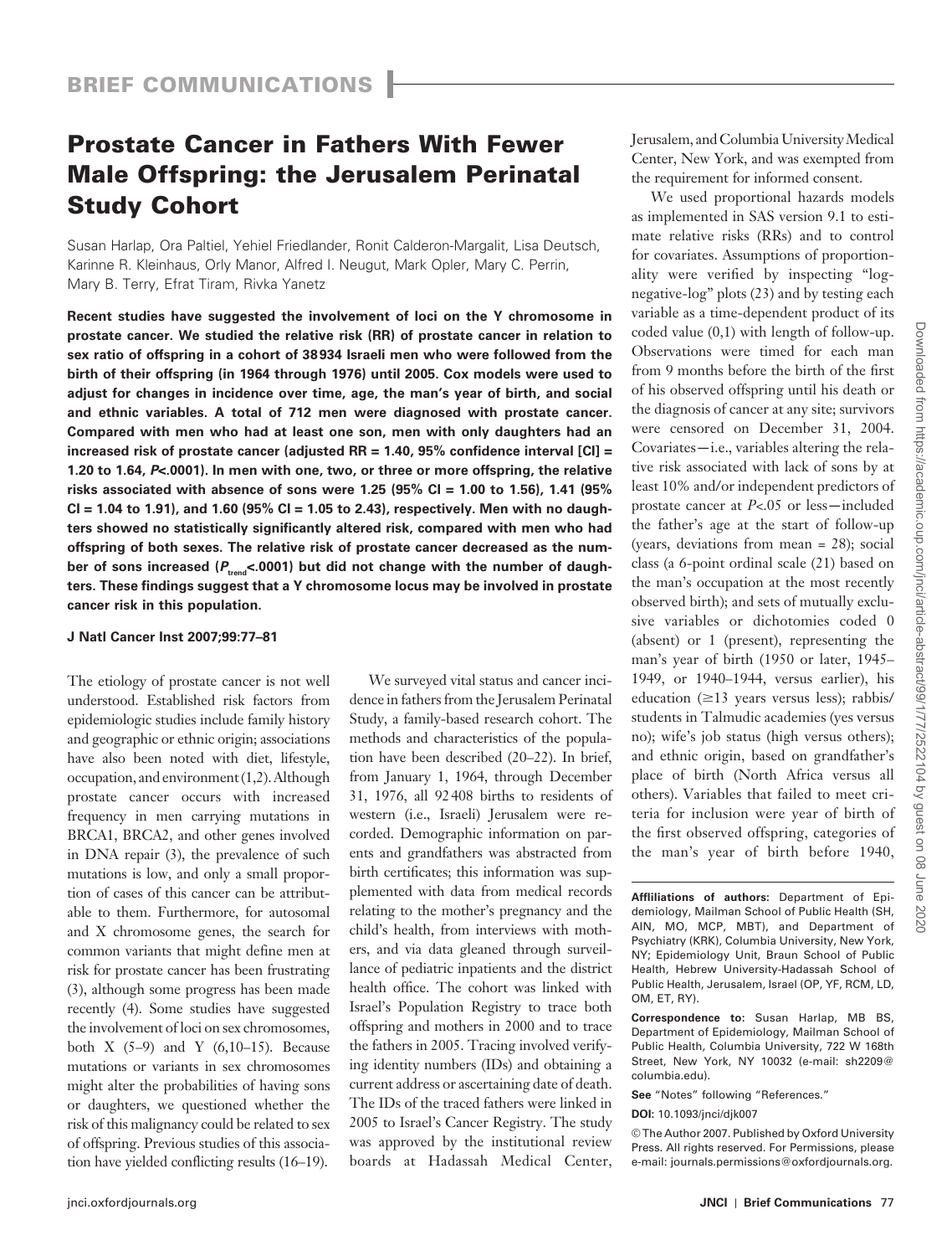BRIEF COMMUNICATIONS

# Prostate Cancer in Fathers With Fewer Male Offspring: the Jerusalem Perinatal Study Cohort

Susan Harlap, Ora Paltiel, Yehiel Friedlander, Ronit Calderon-Margalit, Lisa Deutsch, Karinne R. Kleinhaus, Orly Manor, Alfred I. Neugut, Mark Opler, Mary C. Perrin, Mary B. Terry, Efrat Tiram, Rivka Yanetz

**Recent studies have suggested the involvement of loci on the Y chromosome in prostate cancer. We studied the relative risk (RR) of prostate cancer in relation to sex ratio of offspring in a cohort of 38934 Israeli men who were followed from the birth of their offspring (in 1964 through 1976) until 2005. Cox models were used to adjust for changes in incidence over time, age, the man's year of birth, and social and ethnic variables. A total of 712 men were diagnosed with prostate cancer. Compared with men who had at least one son, men with only daughters had an increased risk of prostate cancer (adjusted RR = 1.40, 95% confidence interval [CI] = 1.20 to 1.64, $P$<.0001). In men with one, two, or three or more offspring, the relative risks associated with absence of sons were 1.25 (95% CI = 1.00 to 1.56), 1.41 (95% CI = 1.04 to 1.91), and 1.60 (95% CI = 1.05 to 2.43), respectively. Men with no daughters showed no statistically significantly altered risk, compared with men who had offspring of both sexes. The relative risk of prostate cancer decreased as the number of sons increased ($P_{trend}$<.0001) but did not change with the number of daughters. These findings suggest that a Y chromosome locus may be involved in prostate cancer risk in this population.**

**J Natl Cancer Inst 2007;99:77–81**

The etiology of prostate cancer is not well understood. Established risk factors from epidemiologic studies include family history and geographic or ethnic origin; associations have also been noted with diet, lifestyle, occupation, and environment (1,2). Although prostate cancer occurs with increased frequency in men carrying mutations in BRCA1, BRCA2, and other genes involved in DNA repair (3), the prevalence of such mutations is low, and only a small proportion of cases of this cancer can be attributable to them. Furthermore, for autosomal and X chromosome genes, the search for common variants that might define men at risk for prostate cancer has been frustrating (3), although some progress has been made recently (4). Some studies have suggested the involvement of loci on sex chromosomes, both X (5–9) and Y (6,10–15). Because mutations or variants in sex chromosomes might alter the probabilities of having sons or daughters, we questioned whether the risk of this malignancy could be related to sex of offspring. Previous studies of this association have yielded conflicting results (16–19).

We surveyed vital status and cancer incidence in fathers from the Jerusalem Perinatal Study, a family-based research cohort. The methods and characteristics of the population have been described (20–22). In brief, from January 1, 1964, through December 31, 1976, all 92408 births to residents of western (i.e., Israeli) Jerusalem were recorded. Demographic information on parents and grandfathers was abstracted from birth certificates; this information was supplemented with data from medical records relating to the mother's pregnancy and the child's health, from interviews with mothers, and via data gleaned through surveillance of pediatric inpatients and the district health office. The cohort was linked with Israel's Population Registry to trace both offspring and mothers in 2000 and to trace the fathers in 2005. Tracing involved verifying identity numbers (IDs) and obtaining a current address or ascertaining date of death. The IDs of the traced fathers were linked in 2005 to Israel's Cancer Registry. The study was approved by the institutional review boards at Hadassah Medical Center, Jerusalem, and Columbia University Medical Center, New York, and was exempted from the requirement for informed consent.

We used proportional hazards models as implemented in SAS version 9.1 to estimate relative risks (RRs) and to control for covariates. Assumptions of proportionality were verified by inspecting "log-negative-log" plots (23) and by testing each variable as a time-dependent product of its coded value (0,1) with length of follow-up. Observations were timed for each man from 9 months before the birth of the first of his observed offspring until his death or the diagnosis of cancer at any site; survivors were censored on December 31, 2004. Covariates—i.e., variables altering the relative risk associated with lack of sons by at least 10% and/or independent predictors of prostate cancer at $P$<.05 or less—included the father's age at the start of follow-up (years, deviations from mean = 28); social class (a 6-point ordinal scale (21) based on the man's occupation at the most recently observed birth); and sets of mutually exclusive variables or dichotomies coded 0 (absent) or 1 (present), representing the man's year of birth (1950 or later, 1945–1949, or 1940–1944, versus earlier), his education (≥13 years versus less); rabbis/students in Talmudic academies (yes versus no); wife's job status (high versus others); and ethnic origin, based on grandfather's place of birth (North Africa versus all others). Variables that failed to meet criteria for inclusion were year of birth of the first observed offspring, categories of the man's year of birth before 1940,

**Affiliations of authors:** Department of Epidemiology, Mailman School of Public Health (SH, AIN, MO, MCP, MBT), and Department of Psychiatry (KRK), Columbia University, New York, NY; Epidemiology Unit, Braun School of Public Health, Hebrew University-Hadassah School of Public Health, Jerusalem, Israel (OP, YF, RCM, LD, OM, ET, RY).

**Correspondence to:** Susan Harlap, MB BS, Department of Epidemiology, Mailman School of Public Health, Columbia University, 722 W 168th Street, New York, NY 10032 (e-mail: sh2209@columbia.edu).

**See** "Notes" following "References."

**DOI:** 10.1093/jnci/djk007

© The Author 2007. Published by Oxford University Press. All rights reserved. For Permissions, please e-mail: journals.permissions@oxfordjournals.org.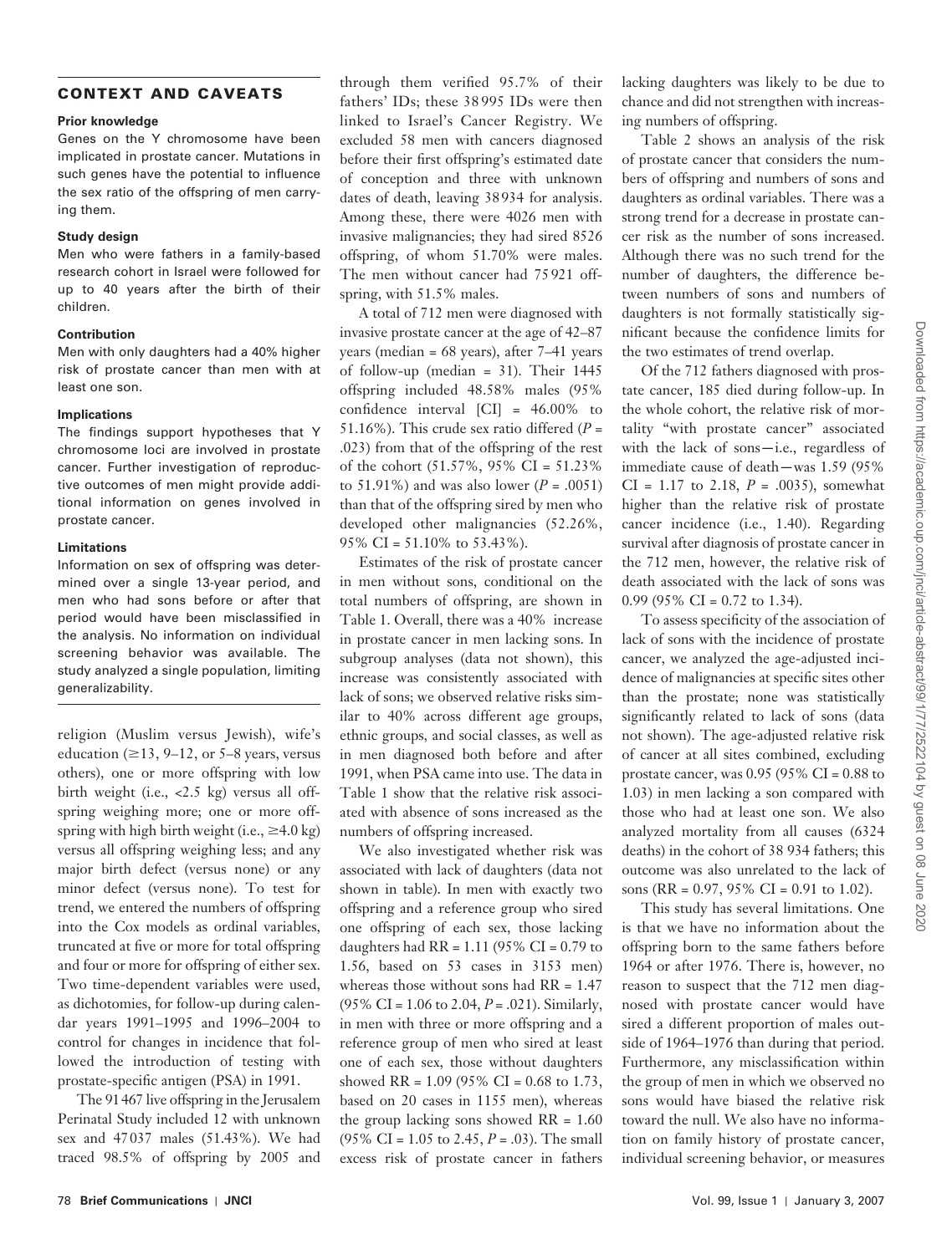## CONTEXT AND CAVEATS

### Prior knowledge

Genes on the Y chromosome have been implicated in prostate cancer. Mutations in such genes have the potential to influence the sex ratio of the offspring of men carrying them.

### Study design

Men who were fathers in a family-based research cohort in Israel were followed for up to 40 years after the birth of their children.

### Contribution

Men with only daughters had a 40% higher risk of prostate cancer than men with at least one son.

### Implications

The findings support hypotheses that Y chromosome loci are involved in prostate cancer. Further investigation of reproductive outcomes of men might provide additional information on genes involved in prostate cancer.

### Limitations

Information on sex of offspring was determined over a single 13-year period, and men who had sons before or after that period would have been misclassified in the analysis. No information on individual screening behavior was available. The study analyzed a single population, limiting generalizability.

---

religion (Muslim versus Jewish), wife's education (≥13, 9–12, or 5–8 years, versus others), one or more offspring with low birth weight (i.e., <2.5 kg) versus all offspring weighing more; one or more offspring with high birth weight (i.e., ≥4.0 kg) versus all offspring weighing less; and any major birth defect (versus none) or any minor defect (versus none). To test for trend, we entered the numbers of offspring into the Cox models as ordinal variables, truncated at five or more for total offspring and four or more for offspring of either sex. Two time-dependent variables were used, as dichotomies, for follow-up during calendar years 1991–1995 and 1996–2004 to control for changes in incidence that followed the introduction of testing with prostate-specific antigen (PSA) in 1991.

The 91 467 live offspring in the Jerusalem Perinatal Study included 12 with unknown sex and 47 037 males (51.43%). We had traced 98.5% of offspring by 2005 and through them verified 95.7% of their fathers' IDs; these 38 995 IDs were then linked to Israel's Cancer Registry. We excluded 58 men with cancers diagnosed before their first offspring's estimated date of conception and three with unknown dates of death, leaving 38 934 for analysis. Among these, there were 4026 men with invasive malignancies; they had sired 8526 offspring, of whom 51.70% were males. The men without cancer had 75 921 offspring, with 51.5% males.

A total of 712 men were diagnosed with invasive prostate cancer at the age of 42–87 years (median = 68 years), after 7–41 years of follow-up (median = 31). Their 1445 offspring included 48.58% males (95% confidence interval [CI] = 46.00% to 51.16%). This crude sex ratio differed ($P$ = .023) from that of the offspring of the rest of the cohort (51.57%, 95% CI = 51.23% to 51.91%) and was also lower ($P$ = .0051) than that of the offspring sired by men who developed other malignancies (52.26%, 95% CI = 51.10% to 53.43%).

Estimates of the risk of prostate cancer in men without sons, conditional on the total numbers of offspring, are shown in Table 1. Overall, there was a 40% increase in prostate cancer in men lacking sons. In subgroup analyses (data not shown), this increase was consistently associated with lack of sons; we observed relative risks similar to 40% across different age groups, ethnic groups, and social classes, as well as in men diagnosed both before and after 1991, when PSA came into use. The data in Table 1 show that the relative risk associated with absence of sons increased as the numbers of offspring increased.

We also investigated whether risk was associated with lack of daughters (data not shown in table). In men with exactly two offspring and a reference group who sired one offspring of each sex, those lacking daughters had RR = 1.11 (95% CI = 0.79 to 1.56, based on 53 cases in 3153 men) whereas those without sons had RR = 1.47 (95% CI = 1.06 to 2.04, $P$ = .021). Similarly, in men with three or more offspring and a reference group of men who sired at least one of each sex, those without daughters showed RR = 1.09 (95% CI = 0.68 to 1.73, based on 20 cases in 1155 men), whereas the group lacking sons showed RR = 1.60 (95% CI = 1.05 to 2.45, $P$ = .03). The small excess risk of prostate cancer in fathers lacking daughters was likely to be due to chance and did not strengthen with increasing numbers of offspring.

Table 2 shows an analysis of the risk of prostate cancer that considers the numbers of offspring and numbers of sons and daughters as ordinal variables. There was a strong trend for a decrease in prostate cancer risk as the number of sons increased. Although there was no such trend for the number of daughters, the difference between numbers of sons and numbers of daughters is not formally statistically significant because the confidence limits for the two estimates of trend overlap.

Of the 712 fathers diagnosed with prostate cancer, 185 died during follow-up. In the whole cohort, the relative risk of mortality "with prostate cancer" associated with the lack of sons—i.e., regardless of immediate cause of death—was 1.59 (95% CI = 1.17 to 2.18, $P$ = .0035), somewhat higher than the relative risk of prostate cancer incidence (i.e., 1.40). Regarding survival after diagnosis of prostate cancer in the 712 men, however, the relative risk of death associated with the lack of sons was 0.99 (95% CI = 0.72 to 1.34).

To assess specificity of the association of lack of sons with the incidence of prostate cancer, we analyzed the age-adjusted incidence of malignancies at specific sites other than the prostate; none was statistically significantly related to lack of sons (data not shown). The age-adjusted relative risk of cancer at all sites combined, excluding prostate cancer, was 0.95 (95% CI = 0.88 to 1.03) in men lacking a son compared with those who had at least one son. We also analyzed mortality from all causes (6324 deaths) in the cohort of 38 934 fathers; this outcome was also unrelated to the lack of sons (RR = 0.97, 95% CI = 0.91 to 1.02).

This study has several limitations. One is that we have no information about the offspring born to the same fathers before 1964 or after 1976. There is, however, no reason to suspect that the 712 men diagnosed with prostate cancer would have sired a different proportion of males outside of 1964–1976 than during that period. Furthermore, any misclassification within the group of men in which we observed no sons would have biased the relative risk toward the null. We also have no information on family history of prostate cancer, individual screening behavior, or measures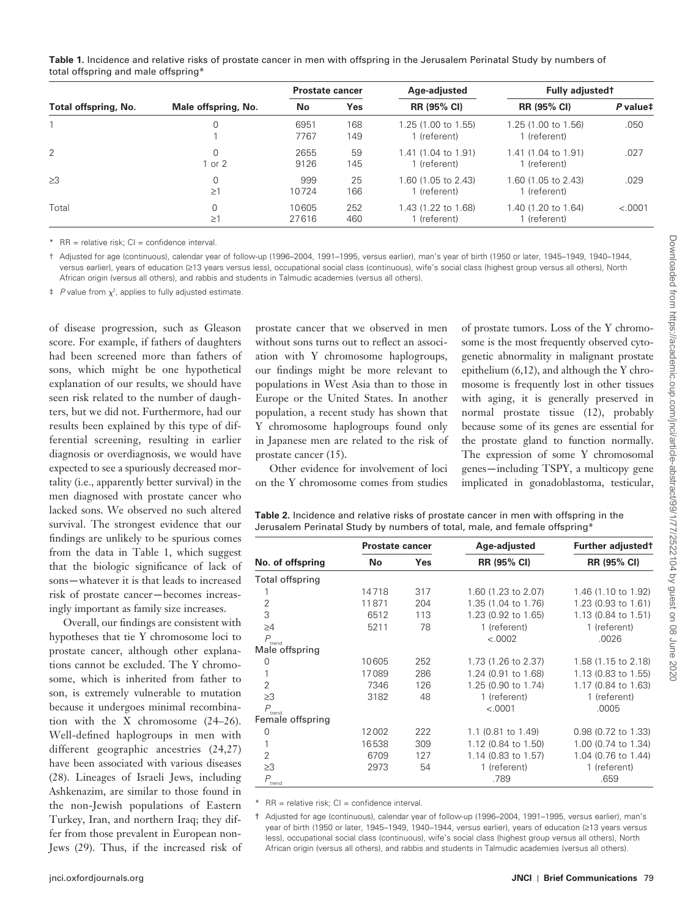**Table 1.** Incidence and relative risks of prostate cancer in men with offspring in the Jerusalem Perinatal Study by numbers of total offspring and male offspring*

| Total offspring, No. | Male offspring, No. | Prostate cancer | | Age-adjusted | Fully adjusted† | |
|---|---|---|---|---|---|---|
| | | No | Yes | RR (95% CI) | RR (95% CI) | P value‡ |
| 1 | 0 | 6951 | 168 | 1.25 (1.00 to 1.55) | 1.25 (1.00 to 1.56) | .050 |
| | 1 | 7767 | 149 | 1 (referent) | 1 (referent) | |
| 2 | 0 | 2655 | 59 | 1.41 (1.04 to 1.91) | 1.41 (1.04 to 1.91) | .027 |
| | 1 or 2 | 9126 | 145 | 1 (referent) | 1 (referent) | |
| ≥3 | 0 | 999 | 25 | 1.60 (1.05 to 2.43) | 1.60 (1.05 to 2.43) | .029 |
| | ≥1 | 10724 | 166 | 1 (referent) | 1 (referent) | |
| Total | 0 | 10605 | 252 | 1.43 (1.22 to 1.68) | 1.40 (1.20 to 1.64) | <.0001 |
| | ≥1 | 27616 | 460 | 1 (referent) | 1 (referent) | |

\* RR = relative risk; CI = confidence interval.

† Adjusted for age (continuous), calendar year of follow-up (1996–2004, 1991–1995, versus earlier), man's year of birth (1950 or later, 1945–1949, 1940–1944, versus earlier), years of education (≥13 years versus less), occupational social class (continuous), wife's social class (highest group versus all others), North African origin (versus all others), and rabbis and students in Talmudic academies (versus all others).

‡ P value from $\chi^2$, applies to fully adjusted estimate.

of disease progression, such as Gleason score. For example, if fathers of daughters had been screened more than fathers of sons, which might be one hypothetical explanation of our results, we should have seen risk related to the number of daughters, but we did not. Furthermore, had our results been explained by this type of differential screening, resulting in earlier diagnosis or overdiagnosis, we would have expected to see a spuriously decreased mortality (i.e., apparently better survival) in the men diagnosed with prostate cancer who lacked sons. We observed no such altered survival. The strongest evidence that our findings are unlikely to be spurious comes from the data in Table 1, which suggest that the biologic significance of lack of sons—whatever it is that leads to increased risk of prostate cancer—becomes increasingly important as family size increases.

Overall, our findings are consistent with hypotheses that tie Y chromosome loci to prostate cancer, although other explanations cannot be excluded. The Y chromosome, which is inherited from father to son, is extremely vulnerable to mutation because it undergoes minimal recombination with the X chromosome (24–26). Well-defined haplogroups in men with different geographic ancestries (24,27) have been associated with various diseases (28). Lineages of Israeli Jews, including Ashkenazim, are similar to those found in the non-Jewish populations of Eastern Turkey, Iran, and northern Iraq; they differ from those prevalent in European non-Jews (29). Thus, if the increased risk of prostate cancer that we observed in men without sons turns out to reflect an association with Y chromosome haplogroups, our findings might be more relevant to populations in West Asia than to those in Europe or the United States. In another population, a recent study has shown that Y chromosome haplogroups found only in Japanese men are related to the risk of prostate cancer (15).

Other evidence for involvement of loci on the Y chromosome comes from studies of prostate tumors. Loss of the Y chromosome is the most frequently observed cytogenetic abnormality in malignant prostate epithelium (6,12), and although the Y chromosome is frequently lost in other tissues with aging, it is generally preserved in normal prostate tissue (12), probably because some of its genes are essential for the prostate gland to function normally. The expression of some Y chromosomal genes—including TSPY, a multicopy gene implicated in gonadoblastoma, testicular,

**Table 2.** Incidence and relative risks of prostate cancer in men with offspring in the Jerusalem Perinatal Study by numbers of total, male, and female offspring*

| No. of offspring | Prostate cancer | | Age-adjusted | Further adjusted† |
|---|---|---|---|---|
| | No | Yes | RR (95% CI) | RR (95% CI) |
| Total offspring | | | | |
| 1 | 14718 | 317 | 1.60 (1.23 to 2.07) | 1.46 (1.10 to 1.92) |
| 2 | 11871 | 204 | 1.35 (1.04 to 1.76) | 1.23 (0.93 to 1.61) |
| 3 | 6512 | 113 | 1.23 (0.92 to 1.65) | 1.13 (0.84 to 1.51) |
| ≥4 | 5211 | 78 | 1 (referent) | 1 (referent) |
| $P_{trend}$ | | | <.0002 | .0026 |
| Male offspring | | | | |
| 0 | 10605 | 252 | 1.73 (1.26 to 2.37) | 1.58 (1.15 to 2.18) |
| 1 | 17089 | 286 | 1.24 (0.91 to 1.68) | 1.13 (0.83 to 1.55) |
| 2 | 7346 | 126 | 1.25 (0.90 to 1.74) | 1.17 (0.84 to 1.63) |
| ≥3 | 3182 | 48 | 1 (referent) | 1 (referent) |
| $P_{trend}$ | | | <.0001 | .0005 |
| Female offspring | | | | |
| 0 | 12002 | 222 | 1.1 (0.81 to 1.49) | 0.98 (0.72 to 1.33) |
| 1 | 16538 | 309 | 1.12 (0.84 to 1.50) | 1.00 (0.74 to 1.34) |
| 2 | 6709 | 127 | 1.14 (0.83 to 1.57) | 1.04 (0.76 to 1.44) |
| ≥3 | 2973 | 54 | 1 (referent) | 1 (referent) |
| $P_{trend}$ | | | .789 | .659 |

\* RR = relative risk; CI = confidence interval.

† Adjusted for age (continuous), calendar year of follow-up (1996–2004, 1991–1995, versus earlier), man's year of birth (1950 or later, 1945–1949, 1940–1944, versus earlier), years of education (≥13 years versus less), occupational social class (continuous), wife's social class (highest group versus all others), North African origin (versus all others), and rabbis and students in Talmudic academies (versus all others).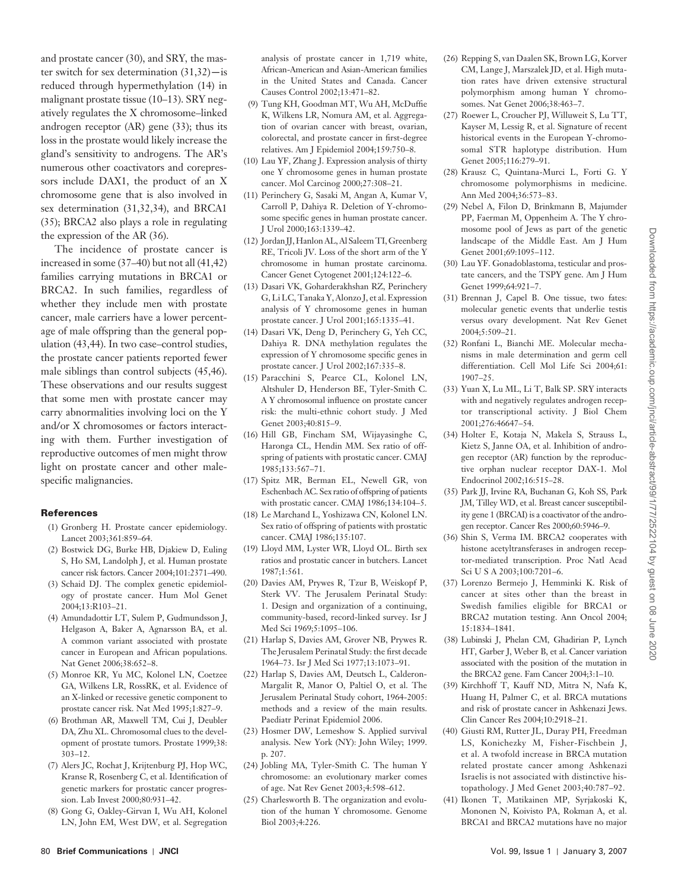and prostate cancer (30), and SRY, the master switch for sex determination (31,32)—is reduced through hypermethylation (14) in malignant prostate tissue (10–13). SRY negatively regulates the X chromosome–linked androgen receptor (AR) gene (33); thus its loss in the prostate would likely increase the gland's sensitivity to androgens. The AR's numerous other coactivators and corepressors include DAX1, the product of an X chromosome gene that is also involved in sex determination (31,32,34), and BRCA1 (35); BRCA2 also plays a role in regulating the expression of the AR (36).

The incidence of prostate cancer is increased in some (37–40) but not all (41,42) families carrying mutations in BRCA1 or BRCA2. In such families, regardless of whether they include men with prostate cancer, male carriers have a lower percentage of male offspring than the general population (43,44). In two case–control studies, the prostate cancer patients reported fewer male siblings than control subjects (45,46). These observations and our results suggest that some men with prostate cancer may carry abnormalities involving loci on the Y and/or X chromosomes or factors interacting with them. Further investigation of reproductive outcomes of men might throw light on prostate cancer and other male-specific malignancies.

## References

(1) Gronberg H. Prostate cancer epidemiology. Lancet 2003;361:859–64.

(2) Bostwick DG, Burke HB, Djakiew D, Euling S, Ho SM, Landolph J, et al. Human prostate cancer risk factors. Cancer 2004;101:2371–490.

(3) Schaid DJ. The complex genetic epidemiology of prostate cancer. Hum Mol Genet 2004;13:R103–21.

(4) Amundadottir LT, Sulem P, Gudmundsson J, Helgason A, Baker A, Agnarsson BA, et al. A common variant associated with prostate cancer in European and African populations. Nat Genet 2006;38:652–8.

(5) Monroe KR, Yu MC, Kolonel LN, Coetzee GA, Wilkens LR, RossRK, et al. Evidence of an X-linked or recessive genetic component to prostate cancer risk. Nat Med 1995;1:827–9.

(6) Brothman AR, Maxwell TM, Cui J, Deubler DA, Zhu XL. Chromosomal clues to the development of prostate tumors. Prostate 1999;38:303–12.

(7) Alers JC, Rochat J, Krijtenburg PJ, Hop WC, Kranse R, Rosenberg C, et al. Identification of genetic markers for prostatic cancer progression. Lab Invest 2000;80:931–42.

(8) Gong G, Oakley-Girvan I, Wu AH, Kolonel LN, John EM, West DW, et al. Segregation analysis of prostate cancer in 1,719 white, African-American and Asian-American families in the United States and Canada. Cancer Causes Control 2002;13:471–82.

(9) Tung KH, Goodman MT, Wu AH, McDuffie K, Wilkens LR, Nomura AM, et al. Aggregation of ovarian cancer with breast, ovarian, colorectal, and prostate cancer in first-degree relatives. Am J Epidemiol 2004;159:750–8.

(10) Lau YF, Zhang J. Expression analysis of thirty one Y chromosome genes in human prostate cancer. Mol Carcinog 2000;27:308–21.

(11) Perinchery G, Sasaki M, Angan A, Kumar V, Carroll P, Dahiya R. Deletion of Y-chromosome specific genes in human prostate cancer. J Urol 2000;163:1339–42.

(12) Jordan JJ, Hanlon AL, Al Saleem TI, Greenberg RE, Tricoli JV. Loss of the short arm of the Y chromosome in human prostate carcinoma. Cancer Genet Cytogenet 2001;124:122–6.

(13) Dasari VK, Goharderakhshan RZ, Perinchery G, Li LC, Tanaka Y, Alonzo J, et al. Expression analysis of Y chromosome genes in human prostate cancer. J Urol 2001;165:1335–41.

(14) Dasari VK, Deng D, Perinchery G, Yeh CC, Dahiya R. DNA methylation regulates the expression of Y chromosome specific genes in prostate cancer. J Urol 2002;167:335–8.

(15) Paracchini S, Pearce CL, Kolonel LN, Altshuler D, Henderson BE, Tyler-Smith C. A Y chromosomal influence on prostate cancer risk: the multi-ethnic cohort study. J Med Genet 2003;40:815–9.

(16) Hill GB, Fincham SM, Wijayasinghe C, Haronga CL, Hendin MM. Sex ratio of offspring of patients with prostatic cancer. CMAJ 1985;133:567–71.

(17) Spitz MR, Berman EL, Newell GR, von Eschenbach AC. Sex ratio of offspring of patients with prostatic cancer. CMAJ 1986;134:104–5.

(18) Le Marchand L, Yoshizawa CN, Kolonel LN. Sex ratio of offspring of patients with prostatic cancer. CMAJ 1986;135:107.

(19) Lloyd MM, Lyster WR, Lloyd OL. Birth sex ratios and prostatic cancer in butchers. Lancet 1987;1:561.

(20) Davies AM, Prywes R, Tzur B, Weiskopf P, Sterk VV. The Jerusalem Perinatal Study: 1. Design and organization of a continuing, community-based, record-linked survey. Isr J Med Sci 1969;5:1095–106.

(21) Harlap S, Davies AM, Grover NB, Prywes R. The Jerusalem Perinatal Study: the first decade 1964–73. Isr J Med Sci 1977;13:1073–91.

(22) Harlap S, Davies AM, Deutsch L, Calderon-Margalit R, Manor O, Paltiel O, et al. The Jerusalem Perinatal Study cohort, 1964-2005: methods and a review of the main results. Paediatr Perinat Epidemiol 2006.

(23) Hosmer DW, Lemeshow S. Applied survival analysis. New York (NY): John Wiley; 1999. p. 207.

(24) Jobling MA, Tyler-Smith C. The human Y chromosome: an evolutionary marker comes of age. Nat Rev Genet 2003;4:598–612.

(25) Charlesworth B. The organization and evolution of the human Y chromosome. Genome Biol 2003;4:226.

(26) Repping S, van Daalen SK, Brown LG, Korver CM, Lange J, Marszalek JD, et al. High mutation rates have driven extensive structural polymorphism among human Y chromosomes. Nat Genet 2006;38:463–7.

(27) Roewer L, Croucher PJ, Willuweit S, Lu TT, Kayser M, Lessig R, et al. Signature of recent historical events in the European Y-chromosomal STR haplotype distribution. Hum Genet 2005;116:279–91.

(28) Krausz C, Quintana-Murci L, Forti G. Y chromosome polymorphisms in medicine. Ann Med 2004;36:573–83.

(29) Nebel A, Filon D, Brinkmann B, Majumder PP, Faerman M, Oppenheim A. The Y chromosome pool of Jews as part of the genetic landscape of the Middle East. Am J Hum Genet 2001;69:1095–112.

(30) Lau YF. Gonadoblastoma, testicular and prostate cancers, and the TSPY gene. Am J Hum Genet 1999;64:921–7.

(31) Brennan J, Capel B. One tissue, two fates: molecular genetic events that underlie testis versus ovary development. Nat Rev Genet 2004;5:509–21.

(32) Ronfani L, Bianchi ME. Molecular mechanisms in male determination and germ cell differentiation. Cell Mol Life Sci 2004;61:1907–25.

(33) Yuan X, Lu ML, Li T, Balk SP. SRY interacts with and negatively regulates androgen receptor transcriptional activity. J Biol Chem 2001;276:46647–54.

(34) Holter E, Kotaja N, Makela S, Strauss L, Kietz S, Janne OA, et al. Inhibition of androgen receptor (AR) function by the reproductive orphan nuclear receptor DAX-1. Mol Endocrinol 2002;16:515–28.

(35) Park JJ, Irvine RA, Buchanan G, Koh SS, Park JM, Tilley WD, et al. Breast cancer susceptibility gene 1 (BRCAI) is a coactivator of the androgen receptor. Cancer Res 2000;60:5946–9.

(36) Shin S, Verma IM. BRCA2 cooperates with histone acetyltransferases in androgen receptor-mediated transcription. Proc Natl Acad Sci U S A 2003;100:7201–6.

(37) Lorenzo Bermejo J, Hemminki K. Risk of cancer at sites other than the breast in Swedish families eligible for BRCA1 or BRCA2 mutation testing. Ann Oncol 2004; 15:1834–1841.

(38) Lubinski J, Phelan CM, Ghadirian P, Lynch HT, Garber J, Weber B, et al. Cancer variation associated with the position of the mutation in the BRCA2 gene. Fam Cancer 2004;3:1–10.

(39) Kirchhoff T, Kauff ND, Mitra N, Nafa K, Huang H, Palmer C, et al. BRCA mutations and risk of prostate cancer in Ashkenazi Jews. Clin Cancer Res 2004;10:2918–21.

(40) Giusti RM, Rutter JL, Duray PH, Freedman LS, Konichezky M, Fisher-Fischbein J, et al. A twofold increase in BRCA mutation related prostate cancer among Ashkenazi Israelis is not associated with distinctive histopathology. J Med Genet 2003;40:787–92.

(41) Ikonen T, Matikainen MP, Syrjakoski K, Mononen N, Koivisto PA, Rokman A, et al. BRCA1 and BRCA2 mutations have no major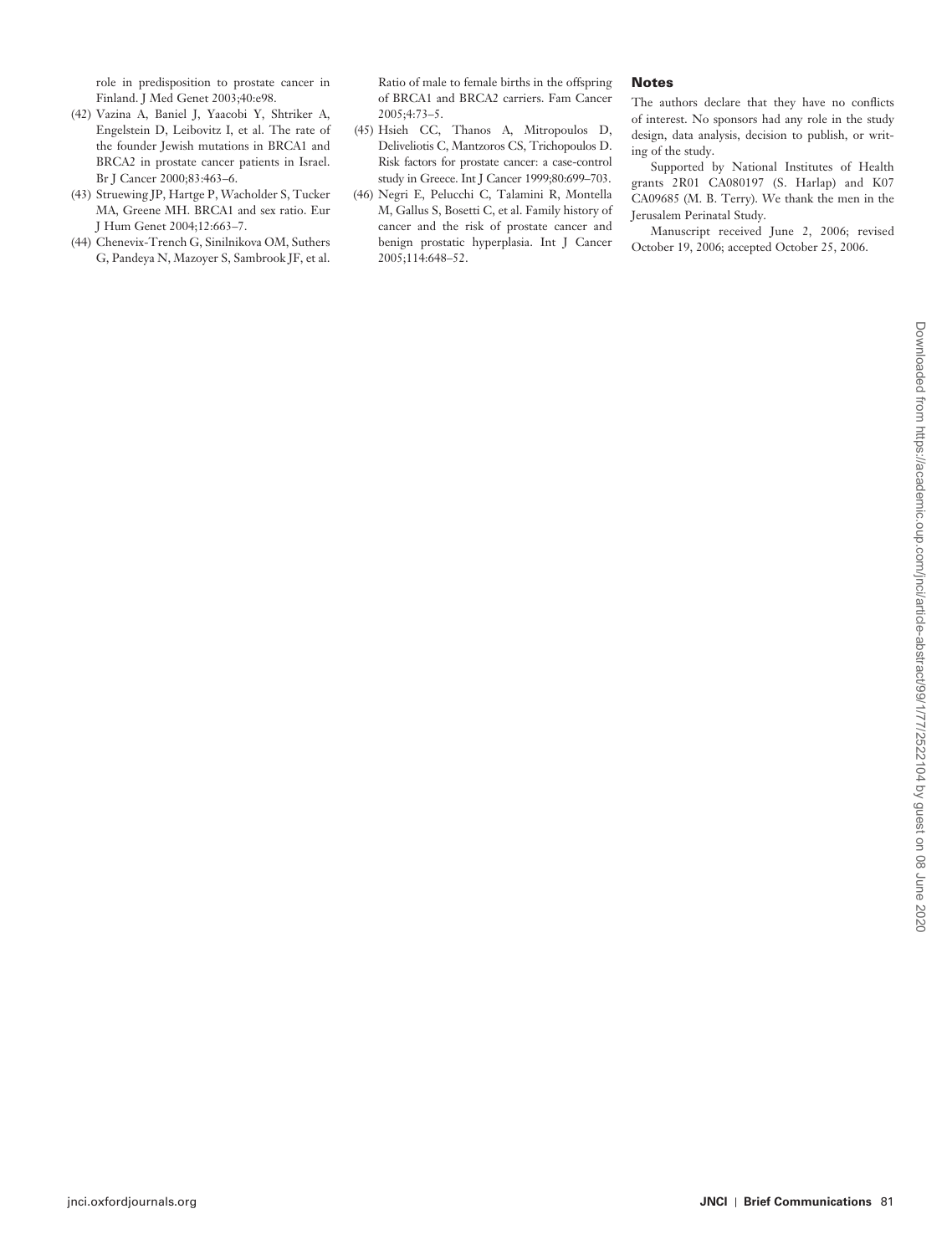role in predisposition to prostate cancer in Finland. J Med Genet 2003;40:e98.

(42) Vazina A, Baniel J, Yaacobi Y, Shtriker A, Engelstein D, Leibovitz I, et al. The rate of the founder Jewish mutations in BRCA1 and BRCA2 in prostate cancer patients in Israel. Br J Cancer 2000;83:463–6.

(43) Struewing JP, Hartge P, Wacholder S, Tucker MA, Greene MH. BRCA1 and sex ratio. Eur J Hum Genet 2004;12:663–7.

(44) Chenevix-Trench G, Sinilnikova OM, Suthers G, Pandeya N, Mazoyer S, Sambrook JF, et al. Ratio of male to female births in the offspring of BRCA1 and BRCA2 carriers. Fam Cancer 2005;4:73–5.

(45) Hsieh CC, Thanos A, Mitropoulos D, Deliveliotis C, Mantzoros CS, Trichopoulos D. Risk factors for prostate cancer: a case-control study in Greece. Int J Cancer 1999;80:699–703.

(46) Negri E, Pelucchi C, Talamini R, Montella M, Gallus S, Bosetti C, et al. Family history of cancer and the risk of prostate cancer and benign prostatic hyperplasia. Int J Cancer 2005;114:648–52.

## Notes

The authors declare that they have no conflicts of interest. No sponsors had any role in the study design, data analysis, decision to publish, or writing of the study.

Supported by National Institutes of Health grants 2R01 CA080197 (S. Harlap) and K07 CA09685 (M. B. Terry). We thank the men in the Jerusalem Perinatal Study.

Manuscript received June 2, 2006; revised October 19, 2006; accepted October 25, 2006.